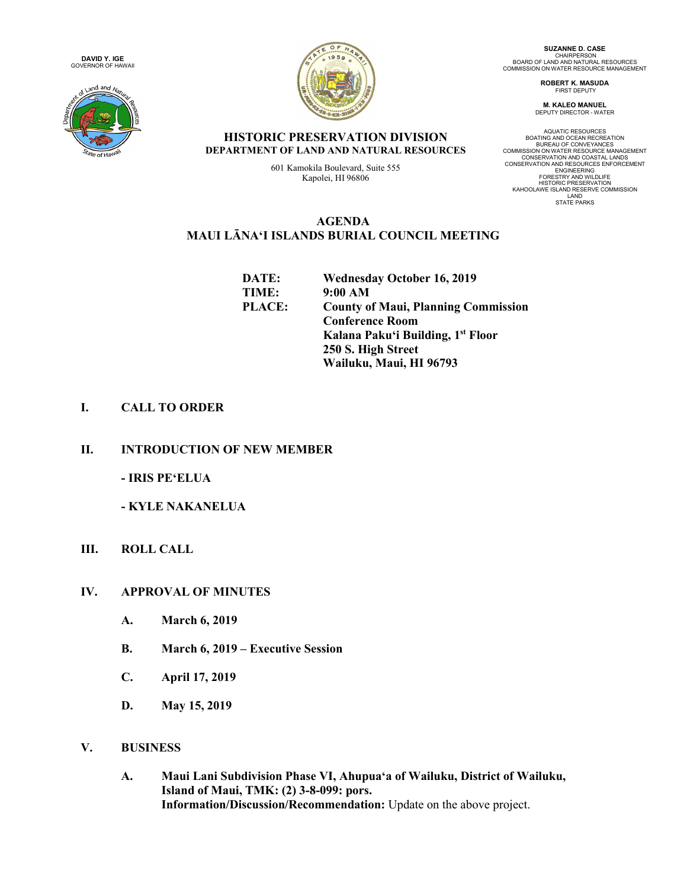**DAVID Y. IGE**
GOVERNOR OF HAWAII

**SUZANNE D. CASE**
CHAIRPERSON
BOARD OF LAND AND NATURAL RESOURCES
COMMISSION ON WATER RESOURCE MANAGEMENT

**ROBERT K. MASUDA**
FIRST DEPUTY

**M. KALEO MANUEL**
DEPUTY DIRECTOR - WATER

AQUATIC RESOURCES
BOATING AND OCEAN RECREATION
BUREAU OF CONVEYANCES
COMMISSION ON WATER RESOURCE MANAGEMENT
CONSERVATION AND COASTAL LANDS
CONSERVATION AND RESOURCES ENFORCEMENT
ENGINEERING
FORESTRY AND WILDLIFE
HISTORIC PRESERVATION
KAHOOLAWE ISLAND RESERVE COMMISSION
LAND
STATE PARKS

**HISTORIC PRESERVATION DIVISION**
**DEPARTMENT OF LAND AND NATURAL RESOURCES**

601 Kamokila Boulevard, Suite 555
Kapolei, HI 96806

# AGENDA
# MAUI LĀNAʻI ISLANDS BURIAL COUNCIL MEETING

**DATE:** Wednesday October 16, 2019
**TIME:** 9:00 AM
**PLACE:** County of Maui, Planning Commission Conference Room
Kalana Pakuʻi Building, 1st Floor
250 S. High Street
Wailuku, Maui, HI 96793

## I. CALL TO ORDER

## II. INTRODUCTION OF NEW MEMBER

**- IRIS PEʻELUA**

**- KYLE NAKANELUA**

## III. ROLL CALL

## IV. APPROVAL OF MINUTES

**A. March 6, 2019**

**B. March 6, 2019 – Executive Session**

**C. April 17, 2019**

**D. May 15, 2019**

## V. BUSINESS

**A. Maui Lani Subdivision Phase VI, Ahupuaʻa of Wailuku, District of Wailuku, Island of Maui, TMK: (2) 3-8-099: pors.**
**Information/Discussion/Recommendation:** Update on the above project.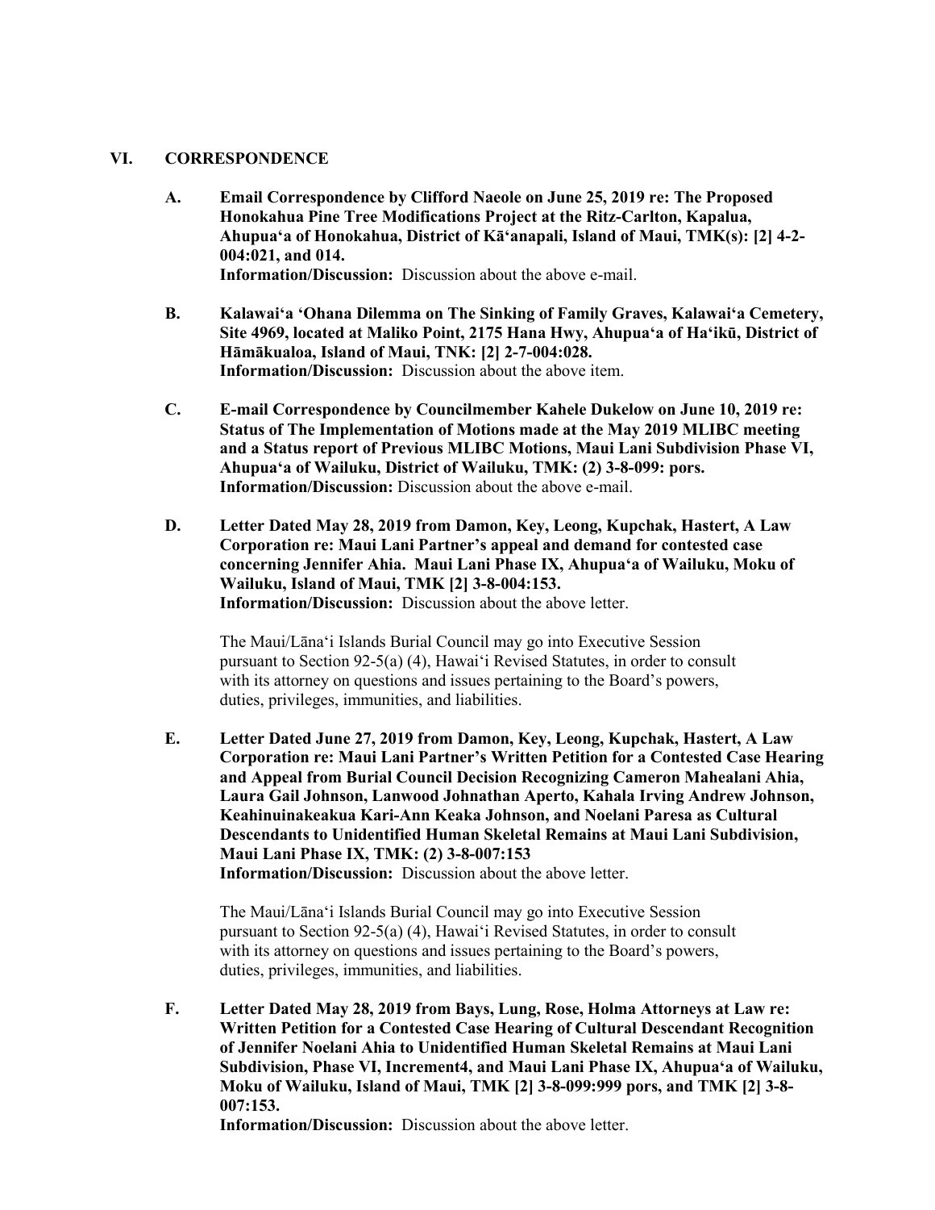## VI. CORRESPONDENCE

**A. Email Correspondence by Clifford Naeole on June 25, 2019 re: The Proposed Honokahua Pine Tree Modifications Project at the Ritz-Carlton, Kapalua, Ahupuaʻa of Honokahua, District of Kāʻanapali, Island of Maui, TMK(s): [2] 4-2-004:021, and 014.**
**Information/Discussion:** Discussion about the above e-mail.

**B. Kalawaiʻa ʻOhana Dilemma on The Sinking of Family Graves, Kalawaiʻa Cemetery, Site 4969, located at Maliko Point, 2175 Hana Hwy, Ahupuaʻa of Haʻikū, District of Hāmākualoa, Island of Maui, TNK: [2] 2-7-004:028.**
**Information/Discussion:** Discussion about the above item.

**C. E-mail Correspondence by Councilmember Kahele Dukelow on June 10, 2019 re: Status of The Implementation of Motions made at the May 2019 MLIBC meeting and a Status report of Previous MLIBC Motions, Maui Lani Subdivision Phase VI, Ahupuaʻa of Wailuku, District of Wailuku, TMK: (2) 3-8-099: pors.**
**Information/Discussion:** Discussion about the above e-mail.

**D. Letter Dated May 28, 2019 from Damon, Key, Leong, Kupchak, Hastert, A Law Corporation re: Maui Lani Partner's appeal and demand for contested case concerning Jennifer Ahia. Maui Lani Phase IX, Ahupuaʻa of Wailuku, Moku of Wailuku, Island of Maui, TMK [2] 3-8-004:153.**
**Information/Discussion:** Discussion about the above letter.

The Maui/Lānaʻi Islands Burial Council may go into Executive Session pursuant to Section 92-5(a) (4), Hawaiʻi Revised Statutes, in order to consult with its attorney on questions and issues pertaining to the Board's powers, duties, privileges, immunities, and liabilities.

**E. Letter Dated June 27, 2019 from Damon, Key, Leong, Kupchak, Hastert, A Law Corporation re: Maui Lani Partner's Written Petition for a Contested Case Hearing and Appeal from Burial Council Decision Recognizing Cameron Mahealani Ahia, Laura Gail Johnson, Lanwood Johnathan Aperto, Kahala Irving Andrew Johnson, Keahinuinakeakua Kari-Ann Keaka Johnson, and Noelani Paresa as Cultural Descendants to Unidentified Human Skeletal Remains at Maui Lani Subdivision, Maui Lani Phase IX, TMK: (2) 3-8-007:153**
**Information/Discussion:** Discussion about the above letter.

The Maui/Lānaʻi Islands Burial Council may go into Executive Session pursuant to Section 92-5(a) (4), Hawaiʻi Revised Statutes, in order to consult with its attorney on questions and issues pertaining to the Board's powers, duties, privileges, immunities, and liabilities.

**F. Letter Dated May 28, 2019 from Bays, Lung, Rose, Holma Attorneys at Law re: Written Petition for a Contested Case Hearing of Cultural Descendant Recognition of Jennifer Noelani Ahia to Unidentified Human Skeletal Remains at Maui Lani Subdivision, Phase VI, Increment4, and Maui Lani Phase IX, Ahupuaʻa of Wailuku, Moku of Wailuku, Island of Maui, TMK [2] 3-8-099:999 pors, and TMK [2] 3-8-007:153.**
**Information/Discussion:** Discussion about the above letter.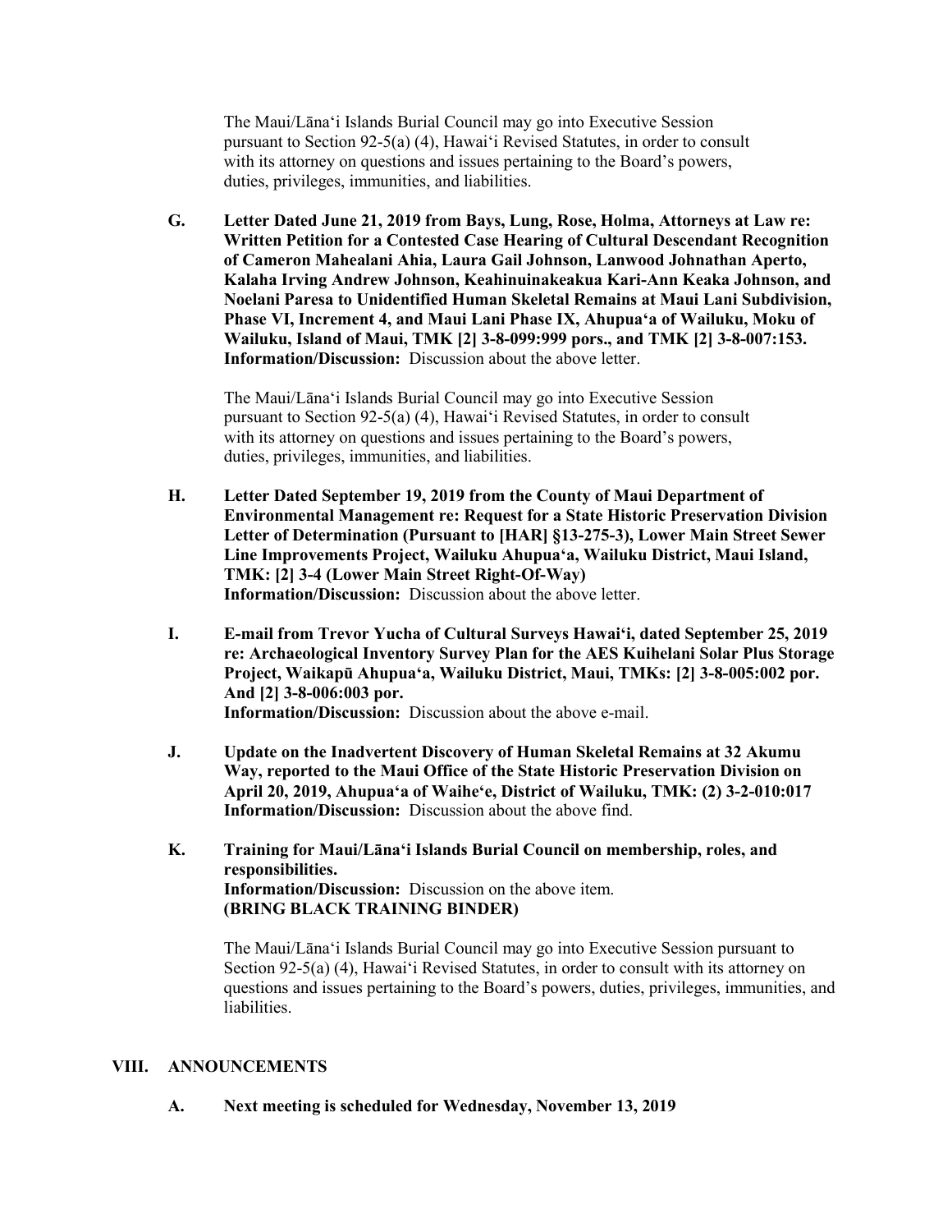The Maui/Lānaʻi Islands Burial Council may go into Executive Session pursuant to Section 92-5(a) (4), Hawaiʻi Revised Statutes, in order to consult with its attorney on questions and issues pertaining to the Board's powers, duties, privileges, immunities, and liabilities.

**G. Letter Dated June 21, 2019 from Bays, Lung, Rose, Holma, Attorneys at Law re: Written Petition for a Contested Case Hearing of Cultural Descendant Recognition of Cameron Mahealani Ahia, Laura Gail Johnson, Lanwood Johnathan Aperto, Kalaha Irving Andrew Johnson, Keahinuinakeakua Kari-Ann Keaka Johnson, and Noelani Paresa to Unidentified Human Skeletal Remains at Maui Lani Subdivision, Phase VI, Increment 4, and Maui Lani Phase IX, Ahupuaʻa of Wailuku, Moku of Wailuku, Island of Maui, TMK [2] 3-8-099:999 pors., and TMK [2] 3-8-007:153.**
**Information/Discussion:** Discussion about the above letter.

The Maui/Lānaʻi Islands Burial Council may go into Executive Session pursuant to Section 92-5(a) (4), Hawaiʻi Revised Statutes, in order to consult with its attorney on questions and issues pertaining to the Board's powers, duties, privileges, immunities, and liabilities.

**H. Letter Dated September 19, 2019 from the County of Maui Department of Environmental Management re: Request for a State Historic Preservation Division Letter of Determination (Pursuant to [HAR] §13-275-3), Lower Main Street Sewer Line Improvements Project, Wailuku Ahupuaʻa, Wailuku District, Maui Island, TMK: [2] 3-4 (Lower Main Street Right-Of-Way)**
**Information/Discussion:** Discussion about the above letter.

**I. E-mail from Trevor Yucha of Cultural Surveys Hawaiʻi, dated September 25, 2019 re: Archaeological Inventory Survey Plan for the AES Kuihelani Solar Plus Storage Project, Waikapū Ahupuaʻa, Wailuku District, Maui, TMKs: [2] 3-8-005:002 por. And [2] 3-8-006:003 por.**
**Information/Discussion:** Discussion about the above e-mail.

**J. Update on the Inadvertent Discovery of Human Skeletal Remains at 32 Akumu Way, reported to the Maui Office of the State Historic Preservation Division on April 20, 2019, Ahupuaʻa of Waiheʻe, District of Wailuku, TMK: (2) 3-2-010:017**
**Information/Discussion:** Discussion about the above find.

**K. Training for Maui/Lānaʻi Islands Burial Council on membership, roles, and responsibilities.**
**Information/Discussion:** Discussion on the above item.
**(BRING BLACK TRAINING BINDER)**

The Maui/Lānaʻi Islands Burial Council may go into Executive Session pursuant to Section 92-5(a) (4), Hawaiʻi Revised Statutes, in order to consult with its attorney on questions and issues pertaining to the Board's powers, duties, privileges, immunities, and liabilities.

## VIII. ANNOUNCEMENTS

**A. Next meeting is scheduled for Wednesday, November 13, 2019**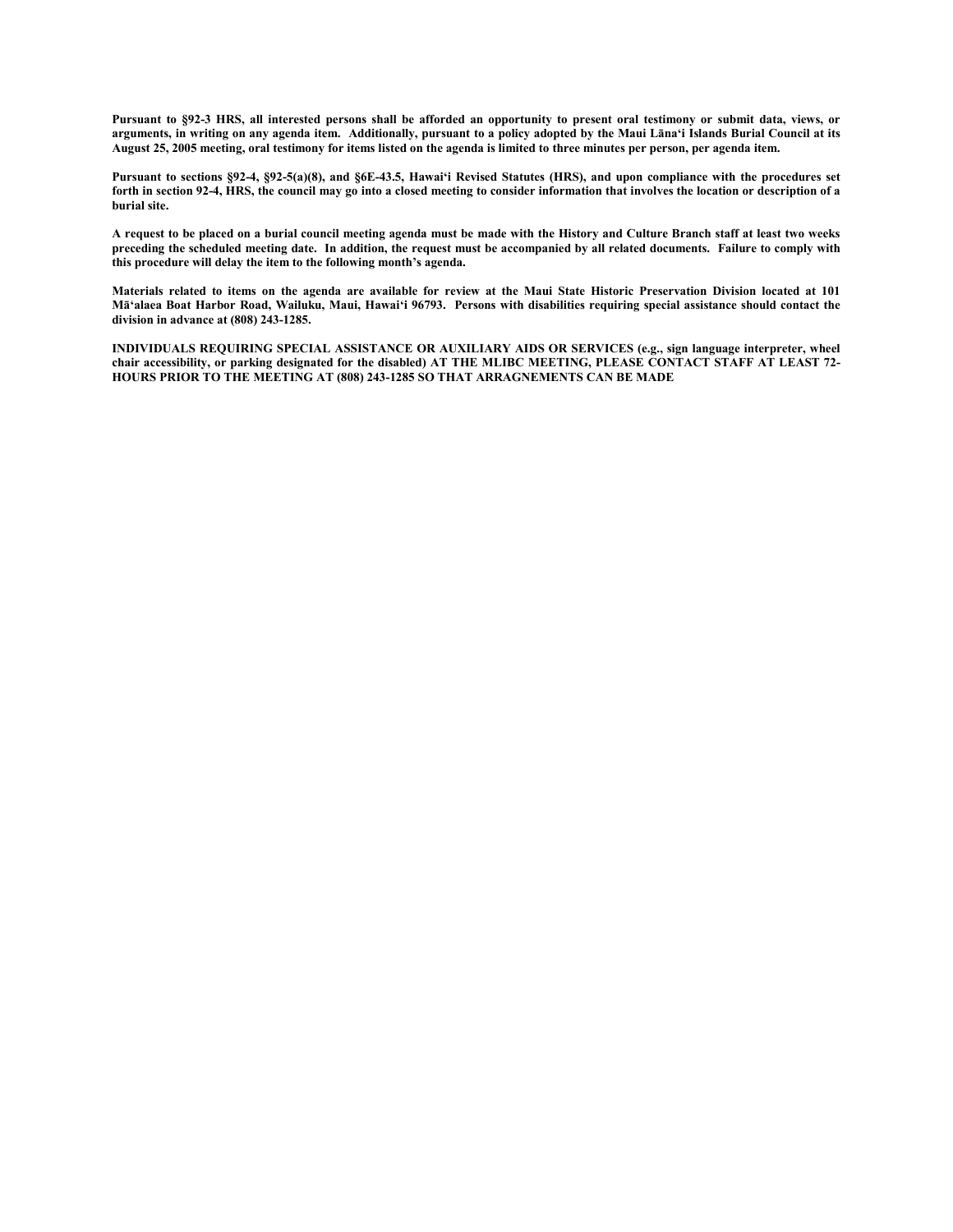**Pursuant to §92-3 HRS, all interested persons shall be afforded an opportunity to present oral testimony or submit data, views, or arguments, in writing on any agenda item. Additionally, pursuant to a policy adopted by the Maui Lānaʻi Islands Burial Council at its August 25, 2005 meeting, oral testimony for items listed on the agenda is limited to three minutes per person, per agenda item.**

**Pursuant to sections §92-4, §92-5(a)(8), and §6E-43.5, Hawaiʻi Revised Statutes (HRS), and upon compliance with the procedures set forth in section 92-4, HRS, the council may go into a closed meeting to consider information that involves the location or description of a burial site.**

**A request to be placed on a burial council meeting agenda must be made with the History and Culture Branch staff at least two weeks preceding the scheduled meeting date. In addition, the request must be accompanied by all related documents. Failure to comply with this procedure will delay the item to the following month's agenda.**

**Materials related to items on the agenda are available for review at the Maui State Historic Preservation Division located at 101 Māʻalaea Boat Harbor Road, Wailuku, Maui, Hawaiʻi 96793. Persons with disabilities requiring special assistance should contact the division in advance at (808) 243-1285.**

**INDIVIDUALS REQUIRING SPECIAL ASSISTANCE OR AUXILIARY AIDS OR SERVICES (e.g., sign language interpreter, wheel chair accessibility, or parking designated for the disabled) AT THE MLIBC MEETING, PLEASE CONTACT STAFF AT LEAST 72-HOURS PRIOR TO THE MEETING AT (808) 243-1285 SO THAT ARRAGNEMENTS CAN BE MADE**